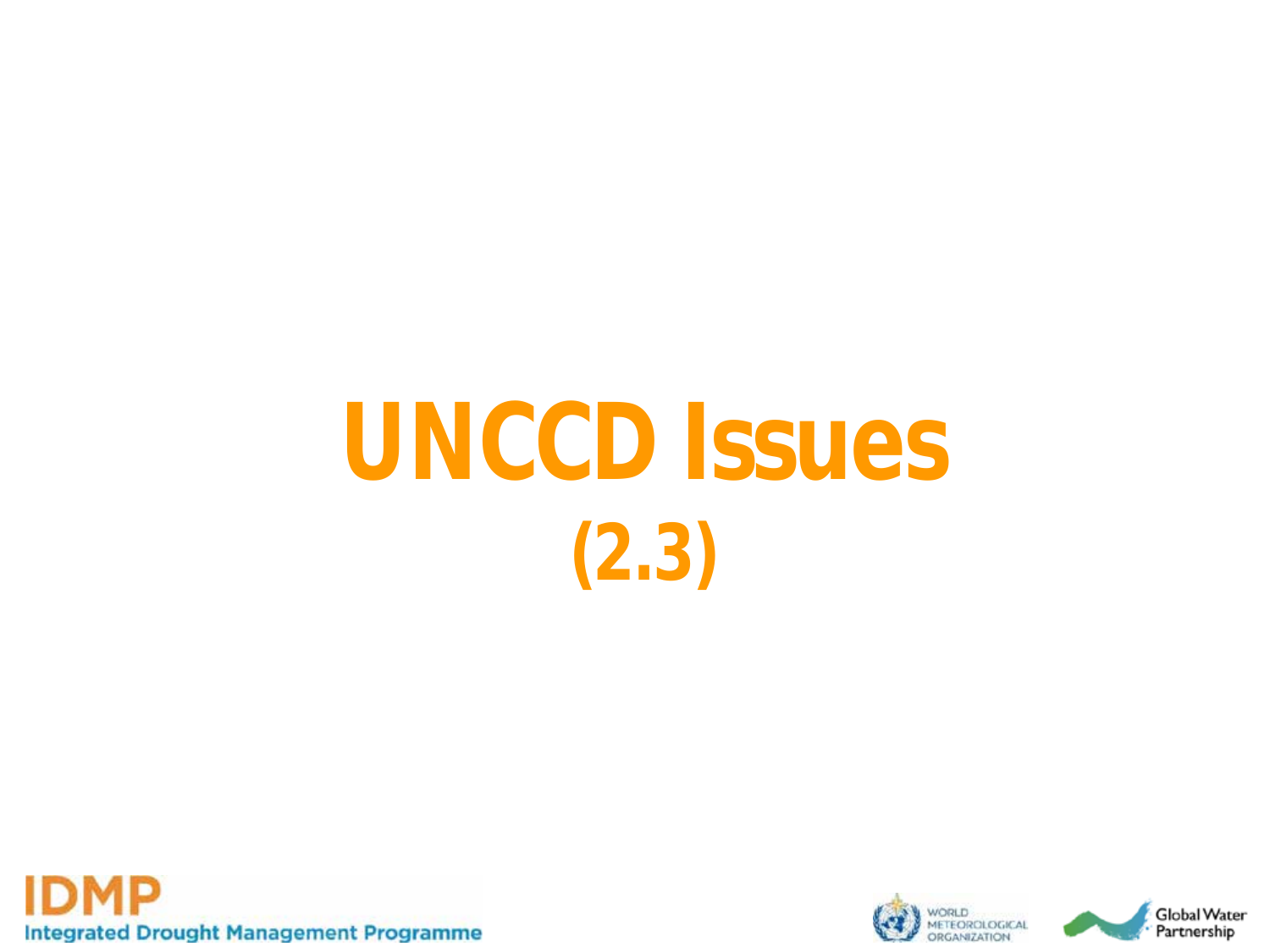# UNCCD Issues

## (2.3)

IDMP
Integrated Drought Management Programme

WORLD METEOROLOGICAL ORGANIZATION

Global Water Partnership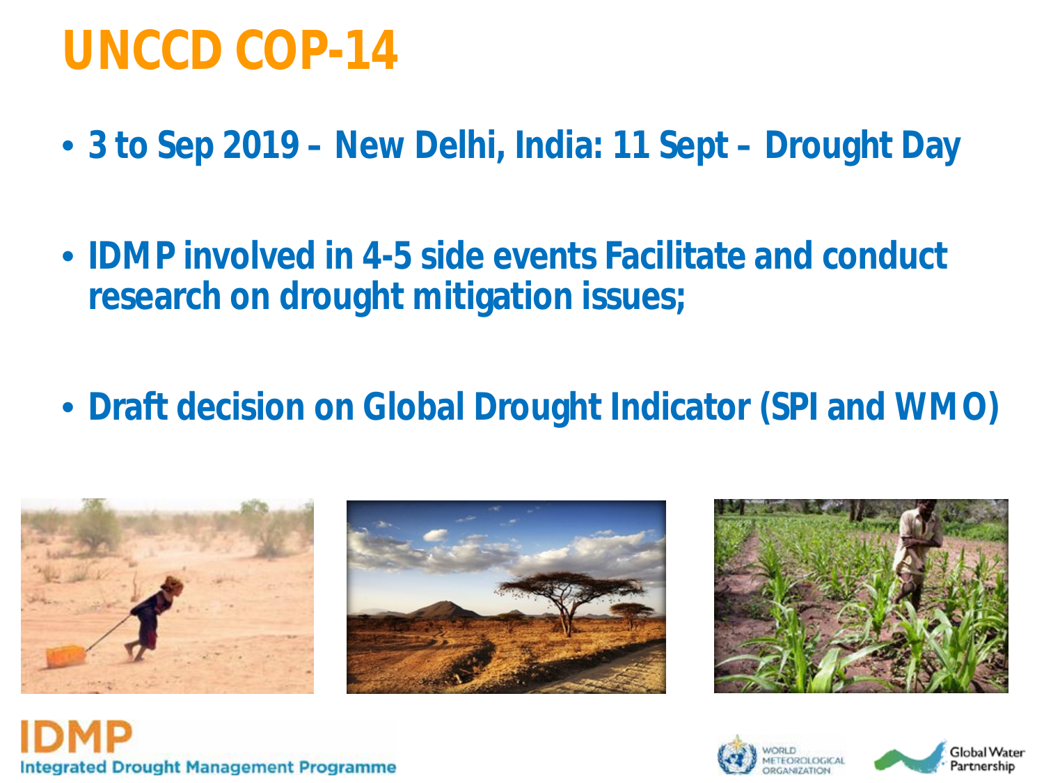# UNCCD COP-14

- **3 to Sep 2019 – New Delhi, India: 11 Sept – Drought Day**
- **IDMP involved in 4-5 side events Facilitate and conduct research on drought mitigation issues;**
- **Draft decision on Global Drought Indicator (SPI and WMO)**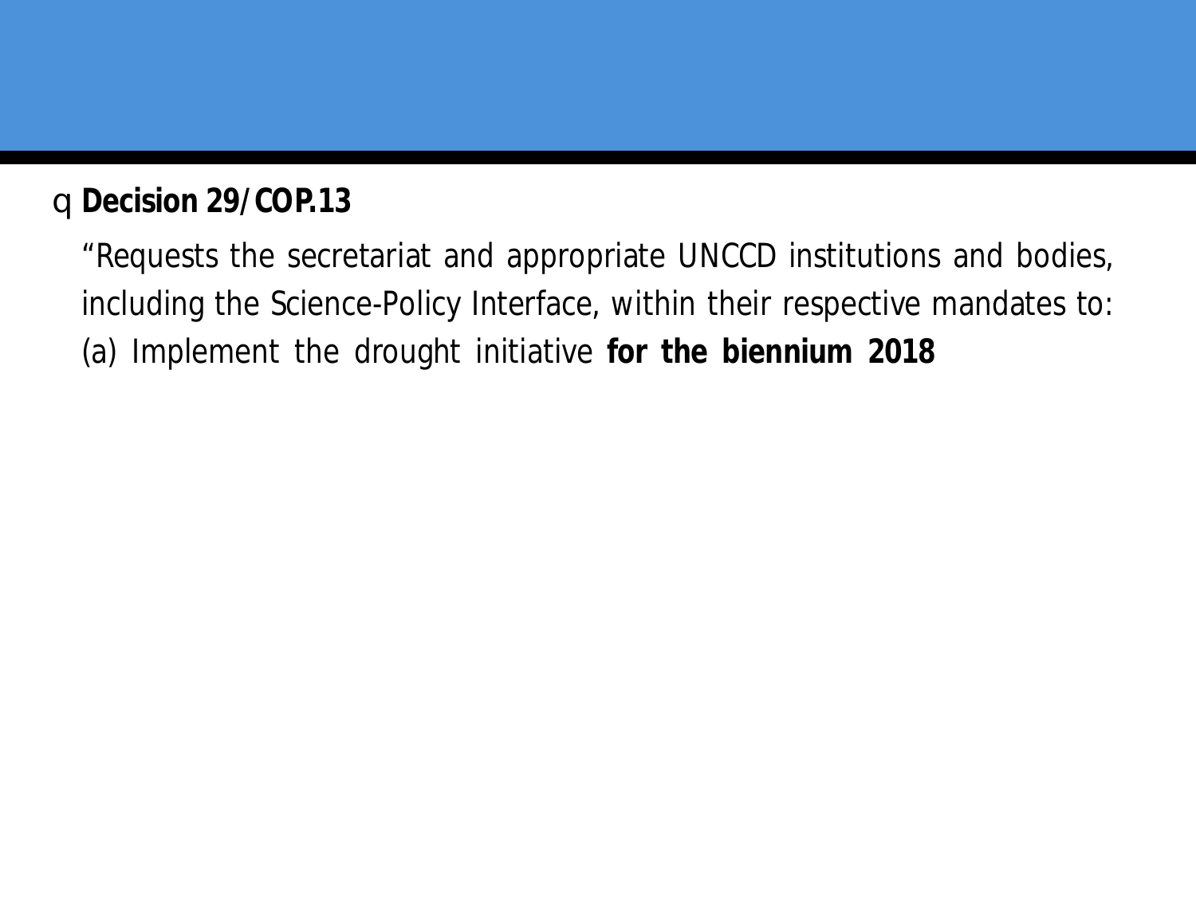- **Decision 29/COP.13**

  "Requests the secretariat and appropriate UNCCD institutions and bodies, including the Science-Policy Interface, within their respective mandates to: (a) Implement the drought initiative **for the biennium 2018**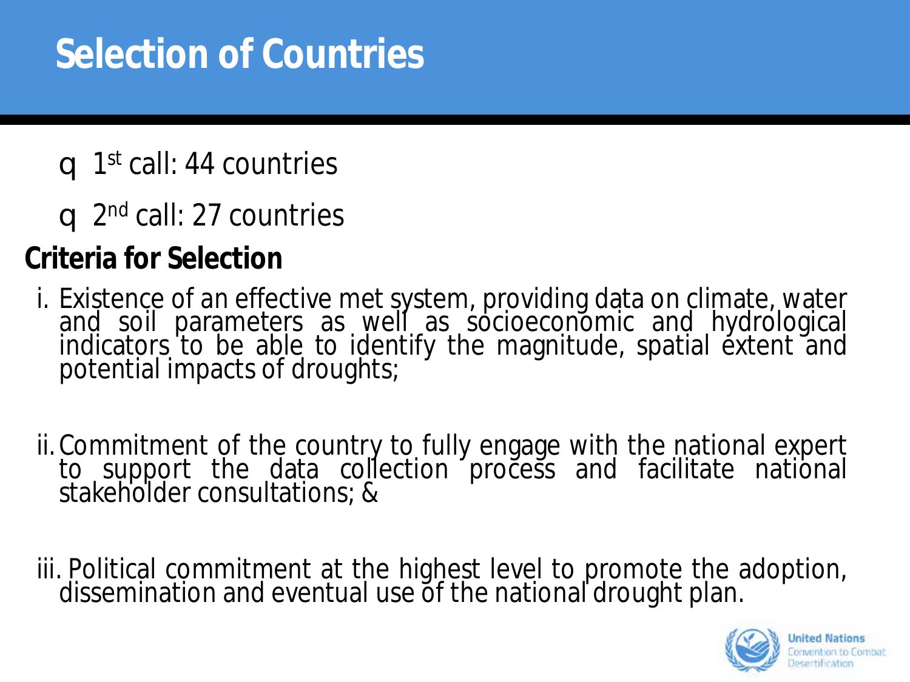# Selection of Countries

- 1st call: 44 countries
- 2nd call: 27 countries

## Criteria for Selection

i. Existence of an effective met system, providing data on climate, water and soil parameters as well as socioeconomic and hydrological indicators to be able to identify the magnitude, spatial extent and potential impacts of droughts;

ii. Commitment of the country to fully engage with the national expert to support the data collection process and facilitate national stakeholder consultations; &

iii. Political commitment at the highest level to promote the adoption, dissemination and eventual use of the national drought plan.

United Nations Convention to Combat Desertification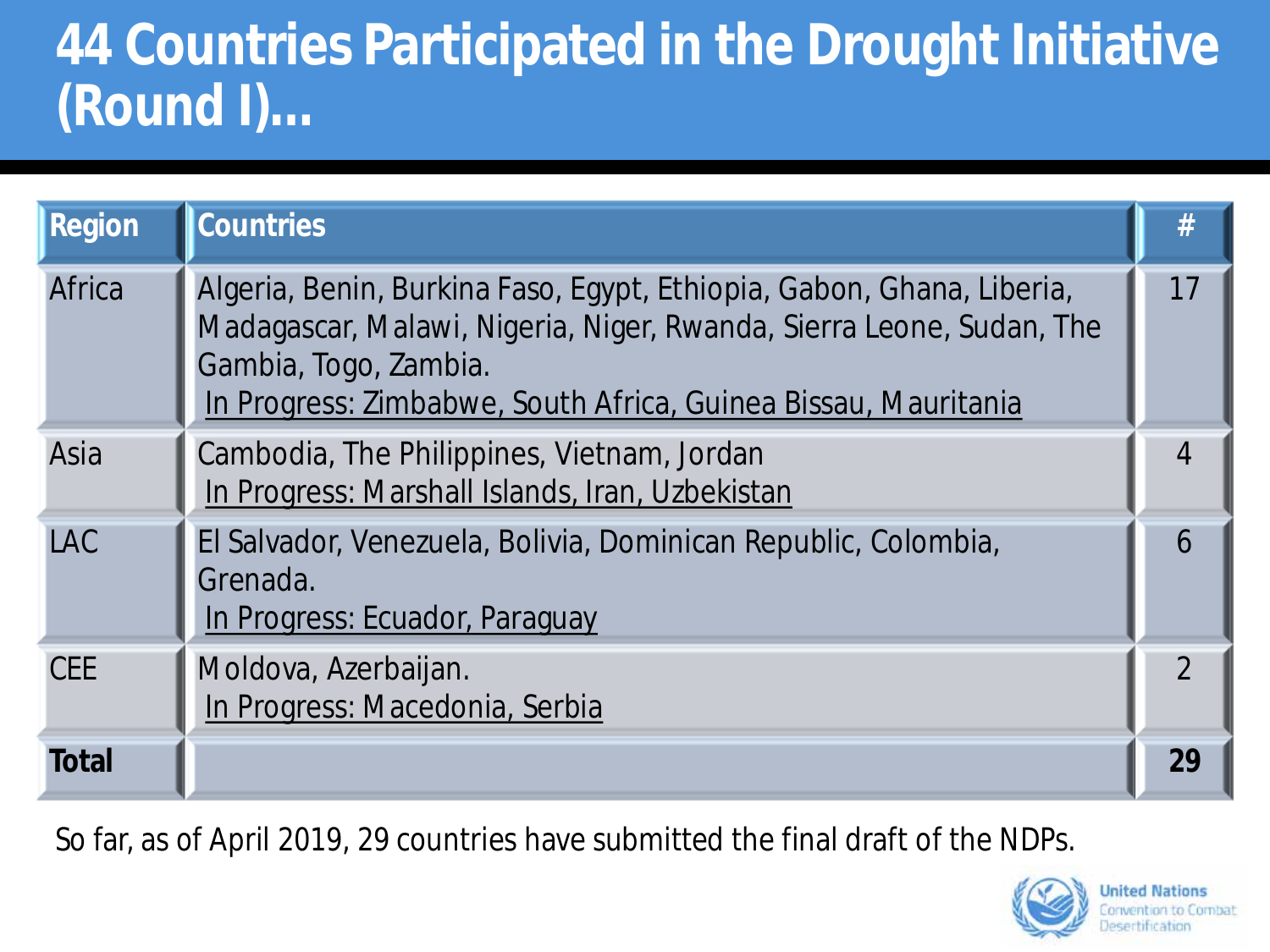# 44 Countries Participated in the Drought Initiative (Round I)…

| Region | Countries | # |
|---|---|---|
| Africa | Algeria, Benin, Burkina Faso, Egypt, Ethiopia, Gabon, Ghana, Liberia, Madagascar, Malawi, Nigeria, Niger, Rwanda, Sierra Leone, Sudan, The Gambia, Togo, Zambia. <br> In Progress: Zimbabwe, South Africa, Guinea Bissau, Mauritania | 17 |
| Asia | Cambodia, The Philippines, Vietnam, Jordan <br> In Progress: Marshall Islands, Iran, Uzbekistan | 4 |
| LAC | El Salvador, Venezuela, Bolivia, Dominican Republic, Colombia, Grenada. <br> In Progress: Ecuador, Paraguay | 6 |
| CEE | Moldova, Azerbaijan. <br> In Progress: Macedonia, Serbia | 2 |
| **Total** | | **29** |

So far, as of April 2019, 29 countries have submitted the final draft of the NDPs.

United Nations Convention to Combat Desertification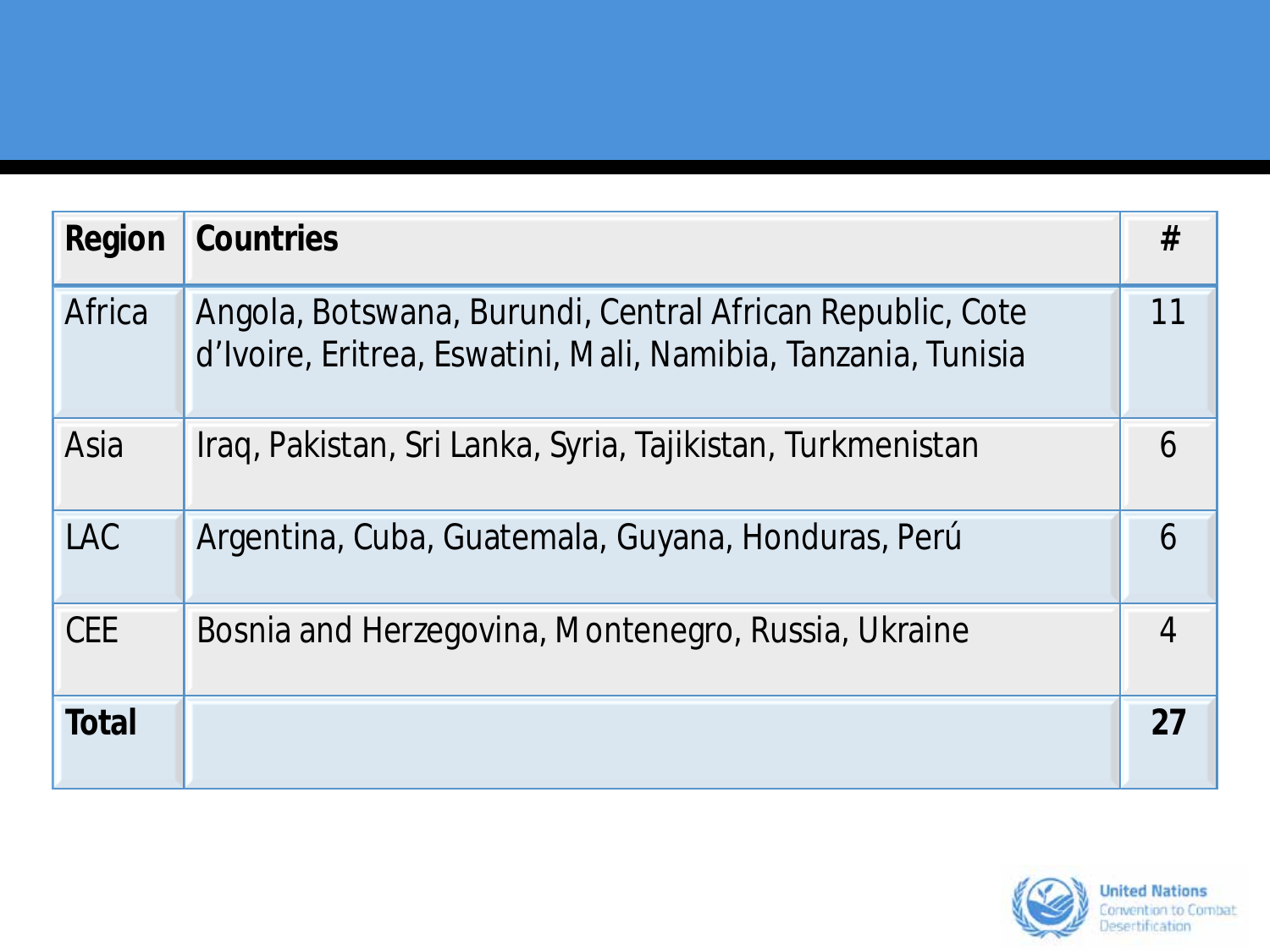| Region | Countries | # |
|---|---|---|
| Africa | Angola, Botswana, Burundi, Central African Republic, Cote d'Ivoire, Eritrea, Eswatini, Mali, Namibia, Tanzania, Tunisia | 11 |
| Asia | Iraq, Pakistan, Sri Lanka, Syria, Tajikistan, Turkmenistan | 6 |
| LAC | Argentina, Cuba, Guatemala, Guyana, Honduras, Perú | 6 |
| CEE | Bosnia and Herzegovina, Montenegro, Russia, Ukraine | 4 |
| **Total** | | **27** |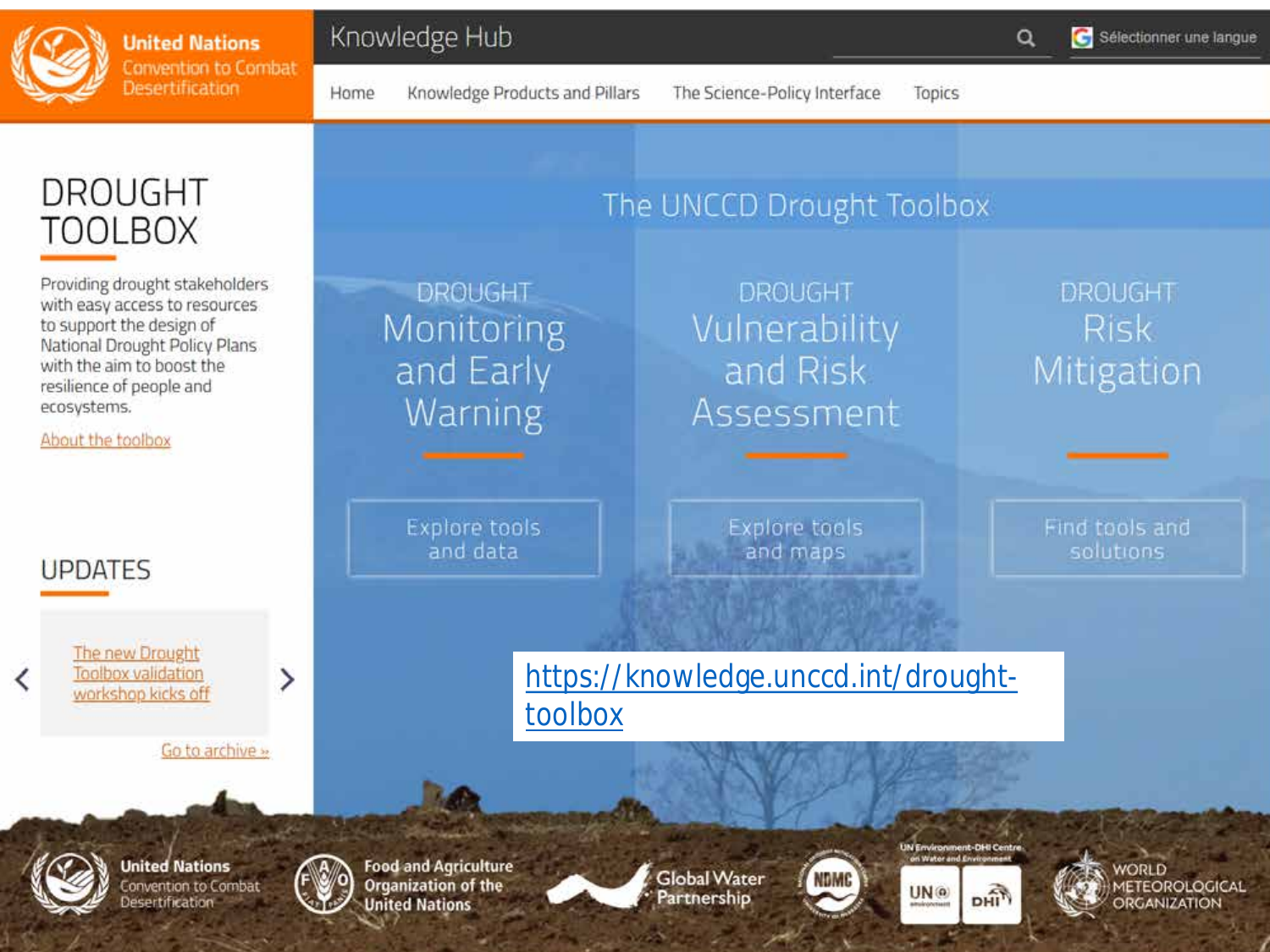United Nations Convention to Combat Desertification

Knowledge Hub

Sélectionner une langue

Home | Knowledge Products and Pillars | The Science-Policy Interface | Topics

# DROUGHT TOOLBOX

Providing drought stakeholders with easy access to resources to support the design of National Drought Policy Plans with the aim to boost the resilience of people and ecosystems.

About the toolbox

## UPDATES

The new Drought Toolbox validation workshop kicks off

Go to archive »

## The UNCCD Drought Toolbox

### DROUGHT Monitoring and Early Warning

Explore tools and data

### DROUGHT Vulnerability and Risk Assessment

Explore tools and maps

### DROUGHT Risk Mitigation

Find tools and solutions

https://knowledge.unccd.int/drought-toolbox

United Nations Convention to Combat Desertification | Food and Agriculture Organization of the United Nations | Global Water Partnership | NDMC | UN Environment-DHI Centre on Water and Environment | World Meteorological Organization